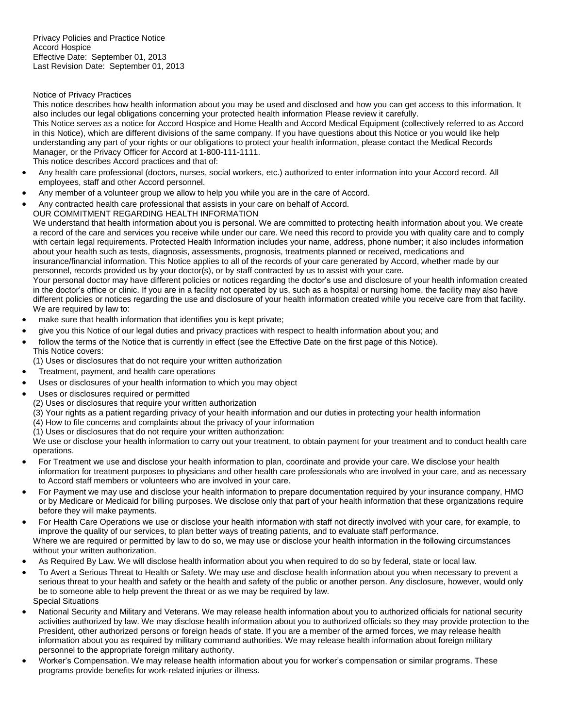Privacy Policies and Practice Notice
Accord Hospice
Effective Date: September 01, 2013
Last Revision Date: September 01, 2013

## Notice of Privacy Practices

This notice describes how health information about you may be used and disclosed and how you can get access to this information. It also includes our legal obligations concerning your protected health information Please review it carefully.

This Notice serves as a notice for Accord Hospice and Home Health and Accord Medical Equipment (collectively referred to as Accord in this Notice), which are different divisions of the same company. If you have questions about this Notice or you would like help understanding any part of your rights or our obligations to protect your health information, please contact the Medical Records Manager, or the Privacy Officer for Accord at 1-800-111-1111.

This notice describes Accord practices and that of:

- Any health care professional (doctors, nurses, social workers, etc.) authorized to enter information into your Accord record. All employees, staff and other Accord personnel.
- Any member of a volunteer group we allow to help you while you are in the care of Accord.
- Any contracted health care professional that assists in your care on behalf of Accord.

OUR COMMITMENT REGARDING HEALTH INFORMATION

We understand that health information about you is personal. We are committed to protecting health information about you. We create a record of the care and services you receive while under our care. We need this record to provide you with quality care and to comply with certain legal requirements. Protected Health Information includes your name, address, phone number; it also includes information about your health such as tests, diagnosis, assessments, prognosis, treatments planned or received, medications and insurance/financial information. This Notice applies to all of the records of your care generated by Accord, whether made by our personnel, records provided us by your doctor(s), or by staff contracted by us to assist with your care.

Your personal doctor may have different policies or notices regarding the doctor's use and disclosure of your health information created in the doctor's office or clinic. If you are in a facility not operated by us, such as a hospital or nursing home, the facility may also have different policies or notices regarding the use and disclosure of your health information created while you receive care from that facility.

We are required by law to:

- make sure that health information that identifies you is kept private;
- give you this Notice of our legal duties and privacy practices with respect to health information about you; and
- follow the terms of the Notice that is currently in effect (see the Effective Date on the first page of this Notice).

This Notice covers:

(1) Uses or disclosures that do not require your written authorization

- Treatment, payment, and health care operations
- Uses or disclosures of your health information to which you may object
- Uses or disclosures required or permitted

(2) Uses or disclosures that require your written authorization

(3) Your rights as a patient regarding privacy of your health information and our duties in protecting your health information

(4) How to file concerns and complaints about the privacy of your information

(1) Uses or disclosures that do not require your written authorization:

We use or disclose your health information to carry out your treatment, to obtain payment for your treatment and to conduct health care operations.

- For Treatment we use and disclose your health information to plan, coordinate and provide your care. We disclose your health information for treatment purposes to physicians and other health care professionals who are involved in your care, and as necessary to Accord staff members or volunteers who are involved in your care.
- For Payment we may use and disclose your health information to prepare documentation required by your insurance company, HMO or by Medicare or Medicaid for billing purposes. We disclose only that part of your health information that these organizations require before they will make payments.
- For Health Care Operations we use or disclose your health information with staff not directly involved with your care, for example, to improve the quality of our services, to plan better ways of treating patients, and to evaluate staff performance.

Where we are required or permitted by law to do so, we may use or disclose your health information in the following circumstances without your written authorization.

- As Required By Law. We will disclose health information about you when required to do so by federal, state or local law.
- To Avert a Serious Threat to Health or Safety. We may use and disclose health information about you when necessary to prevent a serious threat to your health and safety or the health and safety of the public or another person. Any disclosure, however, would only be to someone able to help prevent the threat or as we may be required by law.

Special Situations

- National Security and Military and Veterans. We may release health information about you to authorized officials for national security activities authorized by law. We may disclose health information about you to authorized officials so they may provide protection to the President, other authorized persons or foreign heads of state. If you are a member of the armed forces, we may release health information about you as required by military command authorities. We may release health information about foreign military personnel to the appropriate foreign military authority.
- Worker's Compensation. We may release health information about you for worker's compensation or similar programs. These programs provide benefits for work-related injuries or illness.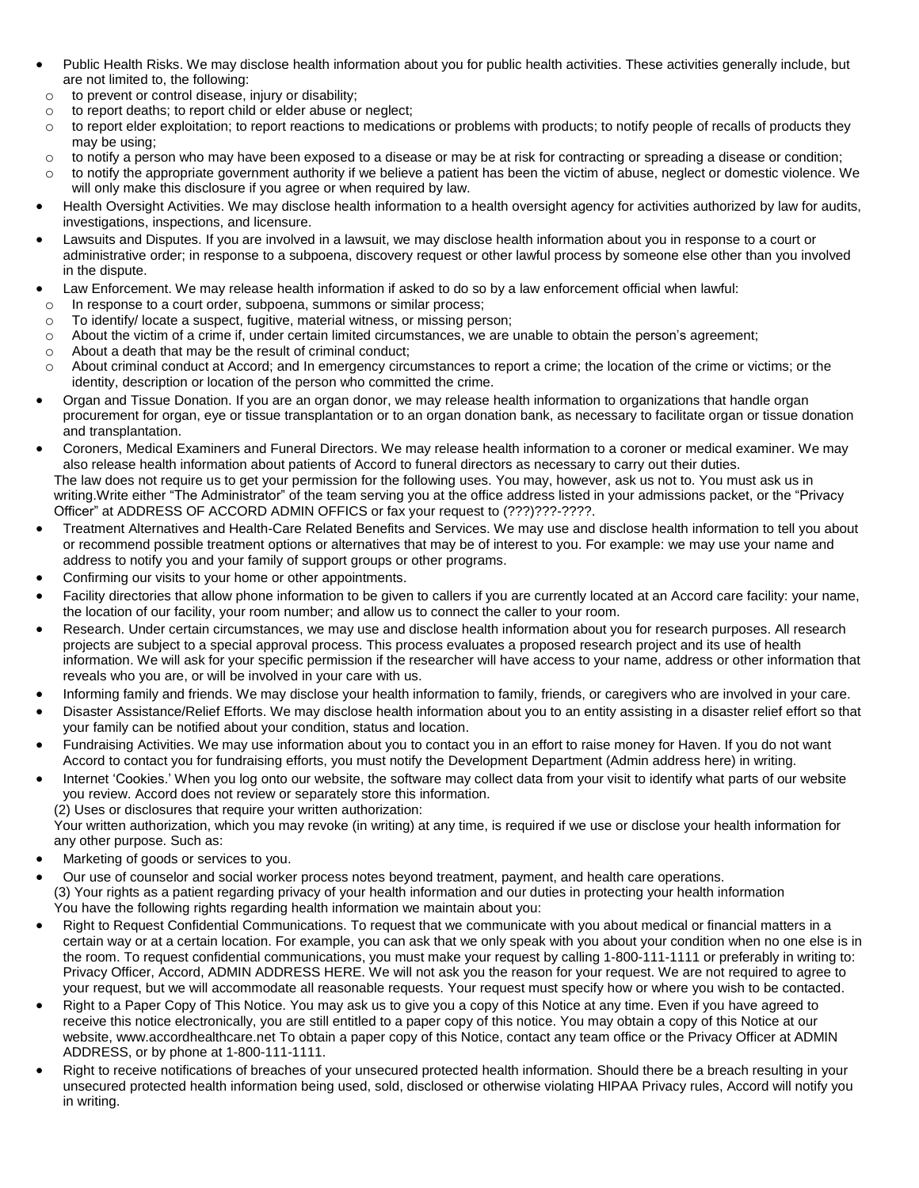- Public Health Risks. We may disclose health information about you for public health activities. These activities generally include, but are not limited to, the following:
  - to prevent or control disease, injury or disability;
  - to report deaths; to report child or elder abuse or neglect;
  - to report elder exploitation; to report reactions to medications or problems with products; to notify people of recalls of products they may be using;
  - to notify a person who may have been exposed to a disease or may be at risk for contracting or spreading a disease or condition;
  - to notify the appropriate government authority if we believe a patient has been the victim of abuse, neglect or domestic violence. We will only make this disclosure if you agree or when required by law.
- Health Oversight Activities. We may disclose health information to a health oversight agency for activities authorized by law for audits, investigations, inspections, and licensure.
- Lawsuits and Disputes. If you are involved in a lawsuit, we may disclose health information about you in response to a court or administrative order; in response to a subpoena, discovery request or other lawful process by someone else other than you involved in the dispute.
- Law Enforcement. We may release health information if asked to do so by a law enforcement official when lawful:
  - In response to a court order, subpoena, summons or similar process;
  - To identify/ locate a suspect, fugitive, material witness, or missing person;
  - About the victim of a crime if, under certain limited circumstances, we are unable to obtain the person's agreement;
  - About a death that may be the result of criminal conduct;
  - About criminal conduct at Accord; and In emergency circumstances to report a crime; the location of the crime or victims; or the identity, description or location of the person who committed the crime.
- Organ and Tissue Donation. If you are an organ donor, we may release health information to organizations that handle organ procurement for organ, eye or tissue transplantation or to an organ donation bank, as necessary to facilitate organ or tissue donation and transplantation.
- Coroners, Medical Examiners and Funeral Directors. We may release health information to a coroner or medical examiner. We may also release health information about patients of Accord to funeral directors as necessary to carry out their duties.

The law does not require us to get your permission for the following uses. You may, however, ask us not to. You must ask us in writing.Write either "The Administrator" of the team serving you at the office address listed in your admissions packet, or the "Privacy Officer" at ADDRESS OF ACCORD ADMIN OFFICS or fax your request to (???)???-????.

- Treatment Alternatives and Health-Care Related Benefits and Services. We may use and disclose health information to tell you about or recommend possible treatment options or alternatives that may be of interest to you. For example: we may use your name and address to notify you and your family of support groups or other programs.
- Confirming our visits to your home or other appointments.
- Facility directories that allow phone information to be given to callers if you are currently located at an Accord care facility: your name, the location of our facility, your room number; and allow us to connect the caller to your room.
- Research. Under certain circumstances, we may use and disclose health information about you for research purposes. All research projects are subject to a special approval process. This process evaluates a proposed research project and its use of health information. We will ask for your specific permission if the researcher will have access to your name, address or other information that reveals who you are, or will be involved in your care with us.
- Informing family and friends. We may disclose your health information to family, friends, or caregivers who are involved in your care.
- Disaster Assistance/Relief Efforts. We may disclose health information about you to an entity assisting in a disaster relief effort so that your family can be notified about your condition, status and location.
- Fundraising Activities. We may use information about you to contact you in an effort to raise money for Haven. If you do not want Accord to contact you for fundraising efforts, you must notify the Development Department (Admin address here) in writing.
- Internet 'Cookies.' When you log onto our website, the software may collect data from your visit to identify what parts of our website you review. Accord does not review or separately store this information.

(2) Uses or disclosures that require your written authorization:

Your written authorization, which you may revoke (in writing) at any time, is required if we use or disclose your health information for any other purpose. Such as:

- Marketing of goods or services to you.
- Our use of counselor and social worker process notes beyond treatment, payment, and health care operations.

(3) Your rights as a patient regarding privacy of your health information and our duties in protecting your health information

You have the following rights regarding health information we maintain about you:

- Right to Request Confidential Communications. To request that we communicate with you about medical or financial matters in a certain way or at a certain location. For example, you can ask that we only speak with you about your condition when no one else is in the room. To request confidential communications, you must make your request by calling 1-800-111-1111 or preferably in writing to: Privacy Officer, Accord, ADMIN ADDRESS HERE. We will not ask you the reason for your request. We are not required to agree to your request, but we will accommodate all reasonable requests. Your request must specify how or where you wish to be contacted.
- Right to a Paper Copy of This Notice. You may ask us to give you a copy of this Notice at any time. Even if you have agreed to receive this notice electronically, you are still entitled to a paper copy of this notice. You may obtain a copy of this Notice at our website, www.accordhealthcare.net To obtain a paper copy of this Notice, contact any team office or the Privacy Officer at ADMIN ADDRESS, or by phone at 1-800-111-1111.
- Right to receive notifications of breaches of your unsecured protected health information. Should there be a breach resulting in your unsecured protected health information being used, sold, disclosed or otherwise violating HIPAA Privacy rules, Accord will notify you in writing.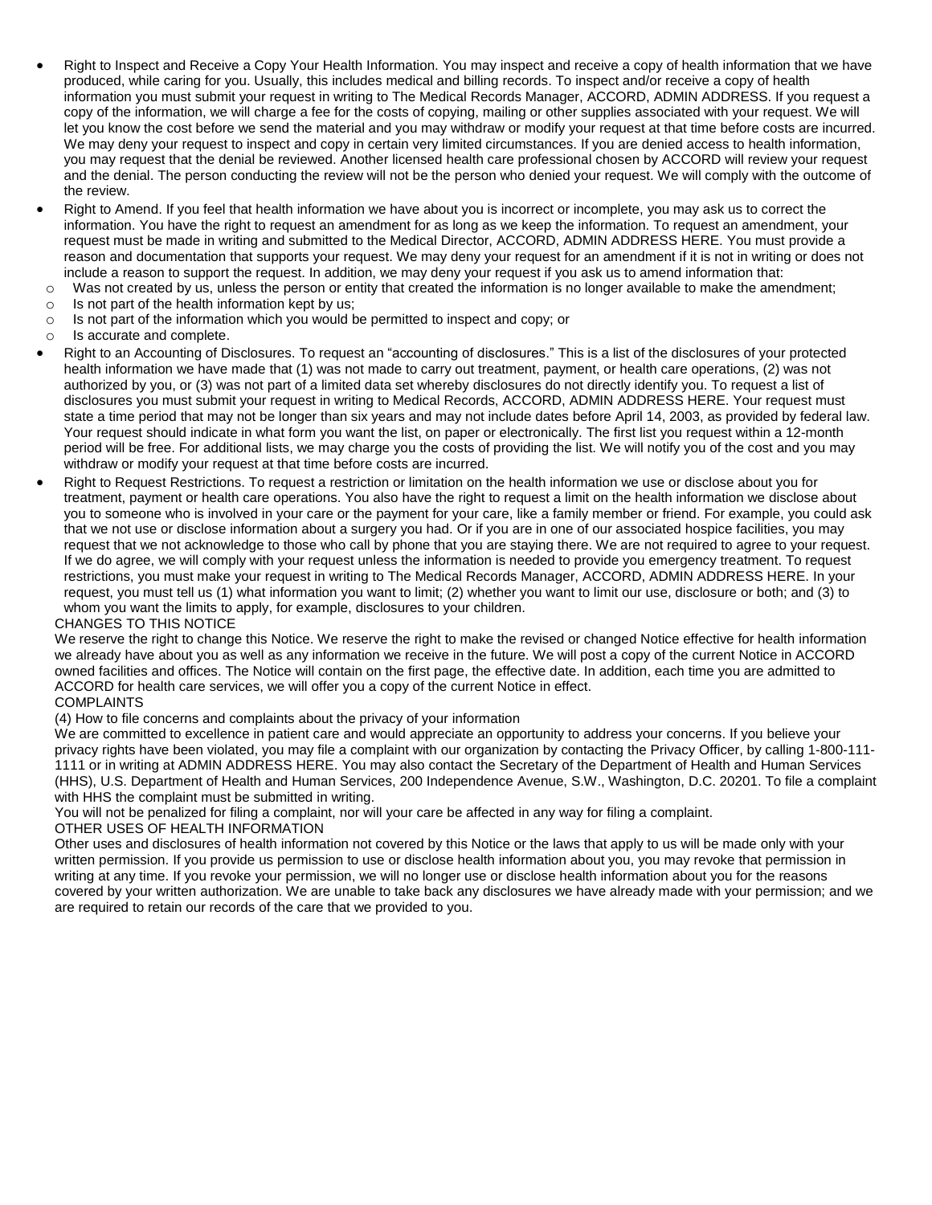- Right to Inspect and Receive a Copy Your Health Information. You may inspect and receive a copy of health information that we have produced, while caring for you. Usually, this includes medical and billing records. To inspect and/or receive a copy of health information you must submit your request in writing to The Medical Records Manager, ACCORD, ADMIN ADDRESS. If you request a copy of the information, we will charge a fee for the costs of copying, mailing or other supplies associated with your request. We will let you know the cost before we send the material and you may withdraw or modify your request at that time before costs are incurred. We may deny your request to inspect and copy in certain very limited circumstances. If you are denied access to health information, you may request that the denial be reviewed. Another licensed health care professional chosen by ACCORD will review your request and the denial. The person conducting the review will not be the person who denied your request. We will comply with the outcome of the review.
- Right to Amend. If you feel that health information we have about you is incorrect or incomplete, you may ask us to correct the information. You have the right to request an amendment for as long as we keep the information. To request an amendment, your request must be made in writing and submitted to the Medical Director, ACCORD, ADMIN ADDRESS HERE. You must provide a reason and documentation that supports your request. We may deny your request for an amendment if it is not in writing or does not include a reason to support the request. In addition, we may deny your request if you ask us to amend information that:
  - Was not created by us, unless the person or entity that created the information is no longer available to make the amendment;
  - Is not part of the health information kept by us;
  - Is not part of the information which you would be permitted to inspect and copy; or
  - Is accurate and complete.
- Right to an Accounting of Disclosures. To request an "accounting of disclosures." This is a list of the disclosures of your protected health information we have made that (1) was not made to carry out treatment, payment, or health care operations, (2) was not authorized by you, or (3) was not part of a limited data set whereby disclosures do not directly identify you. To request a list of disclosures you must submit your request in writing to Medical Records, ACCORD, ADMIN ADDRESS HERE. Your request must state a time period that may not be longer than six years and may not include dates before April 14, 2003, as provided by federal law. Your request should indicate in what form you want the list, on paper or electronically. The first list you request within a 12-month period will be free. For additional lists, we may charge you the costs of providing the list. We will notify you of the cost and you may withdraw or modify your request at that time before costs are incurred.
- Right to Request Restrictions. To request a restriction or limitation on the health information we use or disclose about you for treatment, payment or health care operations. You also have the right to request a limit on the health information we disclose about you to someone who is involved in your care or the payment for your care, like a family member or friend. For example, you could ask that we not use or disclose information about a surgery you had. Or if you are in one of our associated hospice facilities, you may request that we not acknowledge to those who call by phone that you are staying there. We are not required to agree to your request. If we do agree, we will comply with your request unless the information is needed to provide you emergency treatment. To request restrictions, you must make your request in writing to The Medical Records Manager, ACCORD, ADMIN ADDRESS HERE. In your request, you must tell us (1) what information you want to limit; (2) whether you want to limit our use, disclosure or both; and (3) to whom you want the limits to apply, for example, disclosures to your children.

CHANGES TO THIS NOTICE

We reserve the right to change this Notice. We reserve the right to make the revised or changed Notice effective for health information we already have about you as well as any information we receive in the future. We will post a copy of the current Notice in ACCORD owned facilities and offices. The Notice will contain on the first page, the effective date. In addition, each time you are admitted to ACCORD for health care services, we will offer you a copy of the current Notice in effect.

COMPLAINTS

(4) How to file concerns and complaints about the privacy of your information

We are committed to excellence in patient care and would appreciate an opportunity to address your concerns. If you believe your privacy rights have been violated, you may file a complaint with our organization by contacting the Privacy Officer, by calling 1-800-111-1111 or in writing at ADMIN ADDRESS HERE. You may also contact the Secretary of the Department of Health and Human Services (HHS), U.S. Department of Health and Human Services, 200 Independence Avenue, S.W., Washington, D.C. 20201. To file a complaint with HHS the complaint must be submitted in writing.

You will not be penalized for filing a complaint, nor will your care be affected in any way for filing a complaint.

OTHER USES OF HEALTH INFORMATION

Other uses and disclosures of health information not covered by this Notice or the laws that apply to us will be made only with your written permission. If you provide us permission to use or disclose health information about you, you may revoke that permission in writing at any time. If you revoke your permission, we will no longer use or disclose health information about you for the reasons covered by your written authorization. We are unable to take back any disclosures we have already made with your permission; and we are required to retain our records of the care that we provided to you.